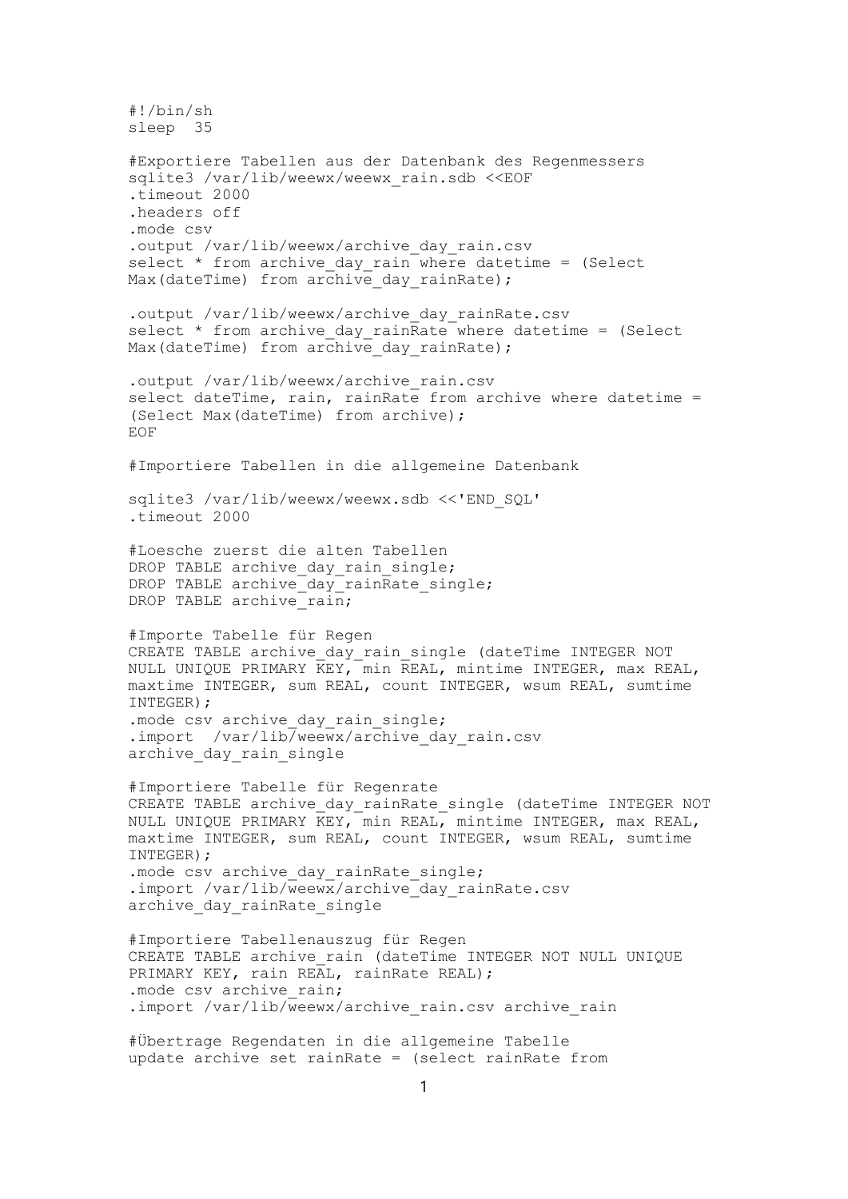```sh
#!/bin/sh
sleep  35

#Exportiere Tabellen aus der Datenbank des Regenmessers
sqlite3 /var/lib/weewx/weewx_rain.sdb <<EOF
.timeout 2000
.headers off
.mode csv
.output /var/lib/weewx/archive_day_rain.csv
select * from archive_day_rain where datetime = (Select
Max(dateTime) from archive_day_rainRate);

.output /var/lib/weewx/archive_day_rainRate.csv
select * from archive_day_rainRate where datetime = (Select
Max(dateTime) from archive_day_rainRate);

.output /var/lib/weewx/archive_rain.csv
select dateTime, rain, rainRate from archive where datetime =
(Select Max(dateTime) from archive);
EOF

#Importiere Tabellen in die allgemeine Datenbank

sqlite3 /var/lib/weewx/weewx.sdb <<'END_SQL'
.timeout 2000

#Loesche zuerst die alten Tabellen
DROP TABLE archive_day_rain_single;
DROP TABLE archive_day_rainRate_single;
DROP TABLE archive_rain;

#Importe Tabelle für Regen
CREATE TABLE archive_day_rain_single (dateTime INTEGER NOT
NULL UNIQUE PRIMARY KEY, min REAL, mintime INTEGER, max REAL,
maxtime INTEGER, sum REAL, count INTEGER, wsum REAL, sumtime
INTEGER);
.mode csv archive_day_rain_single;
.import  /var/lib/weewx/archive_day_rain.csv
archive_day_rain_single

#Importiere Tabelle für Regenrate
CREATE TABLE archive_day_rainRate_single (dateTime INTEGER NOT
NULL UNIQUE PRIMARY KEY, min REAL, mintime INTEGER, max REAL,
maxtime INTEGER, sum REAL, count INTEGER, wsum REAL, sumtime
INTEGER);
.mode csv archive_day_rainRate_single;
.import /var/lib/weewx/archive_day_rainRate.csv
archive_day_rainRate_single

#Importiere Tabellenauszug für Regen
CREATE TABLE archive_rain (dateTime INTEGER NOT NULL UNIQUE
PRIMARY KEY, rain REAL, rainRate REAL);
.mode csv archive_rain;
.import /var/lib/weewx/archive_rain.csv archive_rain

#Übertrage Regendaten in die allgemeine Tabelle
update archive set rainRate = (select rainRate from
```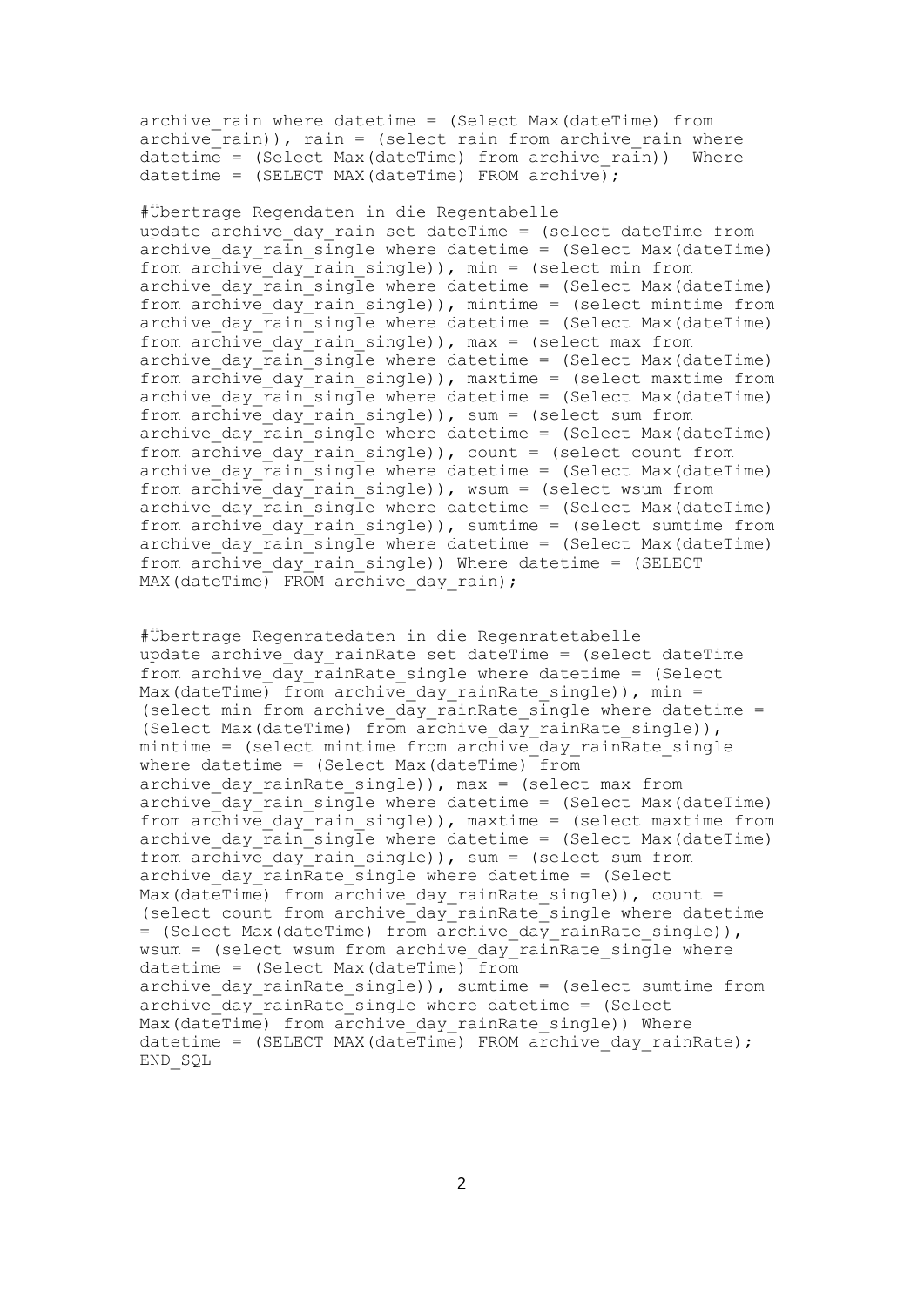```
archive_rain where datetime = (Select Max(dateTime) from
archive_rain)), rain = (select rain from archive_rain where
datetime = (Select Max(dateTime) from archive_rain))  Where
datetime = (SELECT MAX(dateTime) FROM archive);

#Übertrage Regendaten in die Regentabelle
update archive_day_rain set dateTime = (select dateTime from
archive_day_rain_single where datetime = (Select Max(dateTime)
from archive_day_rain_single)), min = (select min from
archive_day_rain_single where datetime = (Select Max(dateTime)
from archive_day_rain_single)), mintime = (select mintime from
archive_day_rain_single where datetime = (Select Max(dateTime)
from archive_day_rain_single)), max = (select max from
archive_day_rain_single where datetime = (Select Max(dateTime)
from archive_day_rain_single)), maxtime = (select maxtime from
archive_day_rain_single where datetime = (Select Max(dateTime)
from archive_day_rain_single)), sum = (select sum from
archive_day_rain_single where datetime = (Select Max(dateTime)
from archive_day_rain_single)), count = (select count from
archive_day_rain_single where datetime = (Select Max(dateTime)
from archive_day_rain_single)), wsum = (select wsum from
archive_day_rain_single where datetime = (Select Max(dateTime)
from archive_day_rain_single)), sumtime = (select sumtime from
archive_day_rain_single where datetime = (Select Max(dateTime)
from archive_day_rain_single)) Where datetime = (SELECT
MAX(dateTime) FROM archive_day_rain);


#Übertrage Regenratedaten in die Regenratetabelle
update archive_day_rainRate set dateTime = (select dateTime
from archive_day_rainRate_single where datetime = (Select
Max(dateTime) from archive_day_rainRate_single)), min =
(select min from archive_day_rainRate_single where datetime =
(Select Max(dateTime) from archive_day_rainRate_single)),
mintime = (select mintime from archive_day_rainRate_single
where datetime = (Select Max(dateTime) from
archive_day_rainRate_single)), max = (select max from
archive_day_rain_single where datetime = (Select Max(dateTime)
from archive_day_rain_single)), maxtime = (select maxtime from
archive_day_rain_single where datetime = (Select Max(dateTime)
from archive_day_rain_single)), sum = (select sum from
archive_day_rainRate_single where datetime = (Select
Max(dateTime) from archive_day_rainRate_single)), count =
(select count from archive_day_rainRate_single where datetime
= (Select Max(dateTime) from archive_day_rainRate_single)),
wsum = (select wsum from archive_day_rainRate_single where
datetime = (Select Max(dateTime) from
archive_day_rainRate_single)), sumtime = (select sumtime from
archive_day_rainRate_single where datetime = (Select
Max(dateTime) from archive_day_rainRate_single)) Where
datetime = (SELECT MAX(dateTime) FROM archive_day_rainRate);
END_SQL
```